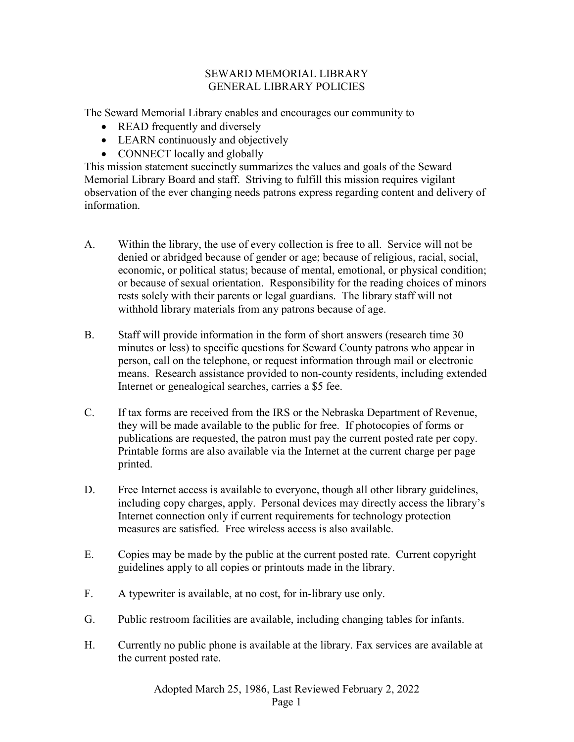# SEWARD MEMORIAL LIBRARY
## GENERAL LIBRARY POLICIES

The Seward Memorial Library enables and encourages our community to

- READ frequently and diversely
- LEARN continuously and objectively
- CONNECT locally and globally

This mission statement succinctly summarizes the values and goals of the Seward Memorial Library Board and staff. Striving to fulfill this mission requires vigilant observation of the ever changing needs patrons express regarding content and delivery of information.

A. Within the library, the use of every collection is free to all. Service will not be denied or abridged because of gender or age; because of religious, racial, social, economic, or political status; because of mental, emotional, or physical condition; or because of sexual orientation. Responsibility for the reading choices of minors rests solely with their parents or legal guardians. The library staff will not withhold library materials from any patrons because of age.

B. Staff will provide information in the form of short answers (research time 30 minutes or less) to specific questions for Seward County patrons who appear in person, call on the telephone, or request information through mail or electronic means. Research assistance provided to non-county residents, including extended Internet or genealogical searches, carries a $5 fee.

C. If tax forms are received from the IRS or the Nebraska Department of Revenue, they will be made available to the public for free. If photocopies of forms or publications are requested, the patron must pay the current posted rate per copy. Printable forms are also available via the Internet at the current charge per page printed.

D. Free Internet access is available to everyone, though all other library guidelines, including copy charges, apply. Personal devices may directly access the library's Internet connection only if current requirements for technology protection measures are satisfied. Free wireless access is also available.

E. Copies may be made by the public at the current posted rate. Current copyright guidelines apply to all copies or printouts made in the library.

F. A typewriter is available, at no cost, for in-library use only.

G. Public restroom facilities are available, including changing tables for infants.

H. Currently no public phone is available at the library. Fax services are available at the current posted rate.

Adopted March 25, 1986, Last Reviewed February 2, 2022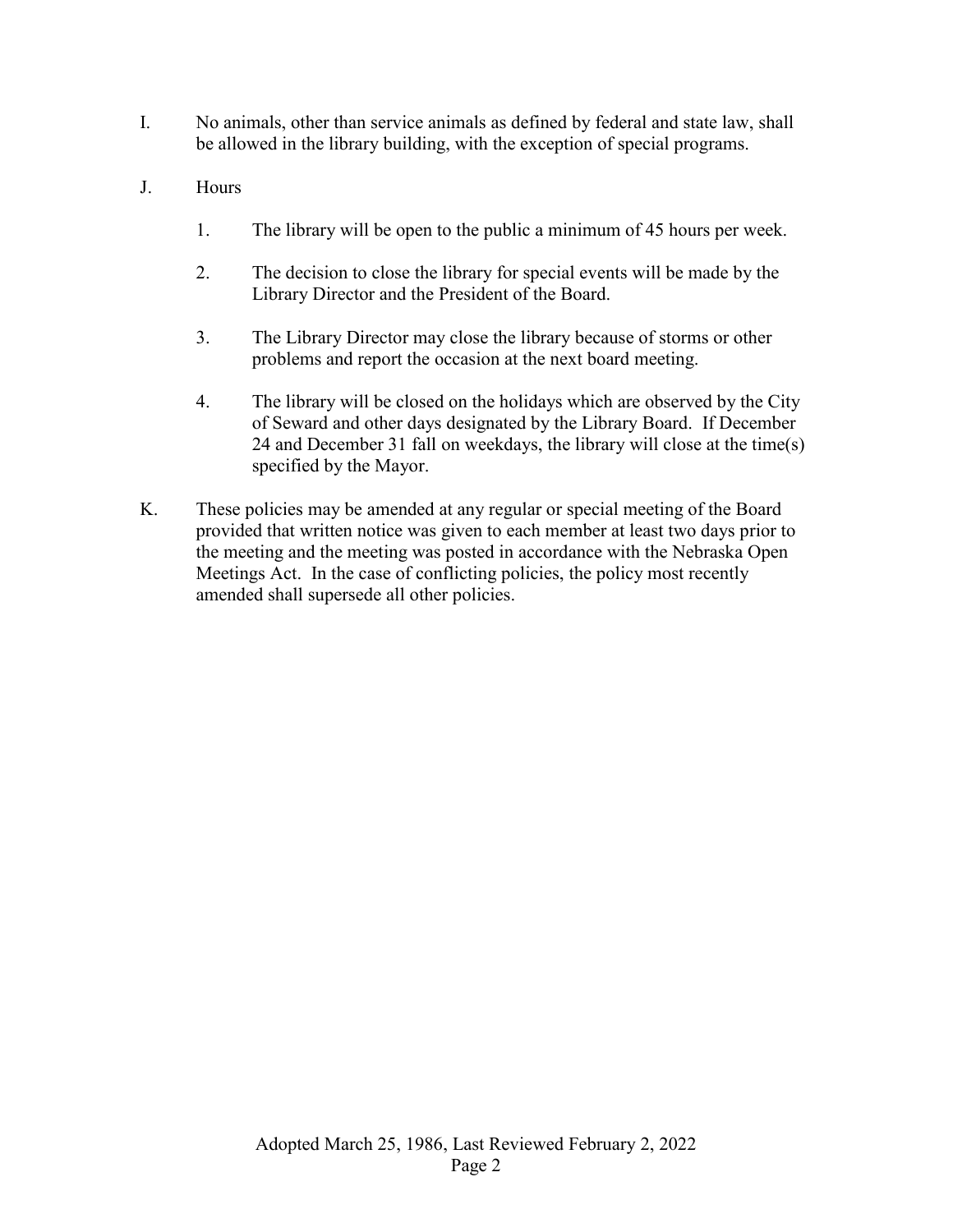I. No animals, other than service animals as defined by federal and state law, shall be allowed in the library building, with the exception of special programs.

J. Hours

1. The library will be open to the public a minimum of 45 hours per week.

2. The decision to close the library for special events will be made by the Library Director and the President of the Board.

3. The Library Director may close the library because of storms or other problems and report the occasion at the next board meeting.

4. The library will be closed on the holidays which are observed by the City of Seward and other days designated by the Library Board. If December 24 and December 31 fall on weekdays, the library will close at the time(s) specified by the Mayor.

K. These policies may be amended at any regular or special meeting of the Board provided that written notice was given to each member at least two days prior to the meeting and the meeting was posted in accordance with the Nebraska Open Meetings Act. In the case of conflicting policies, the policy most recently amended shall supersede all other policies.